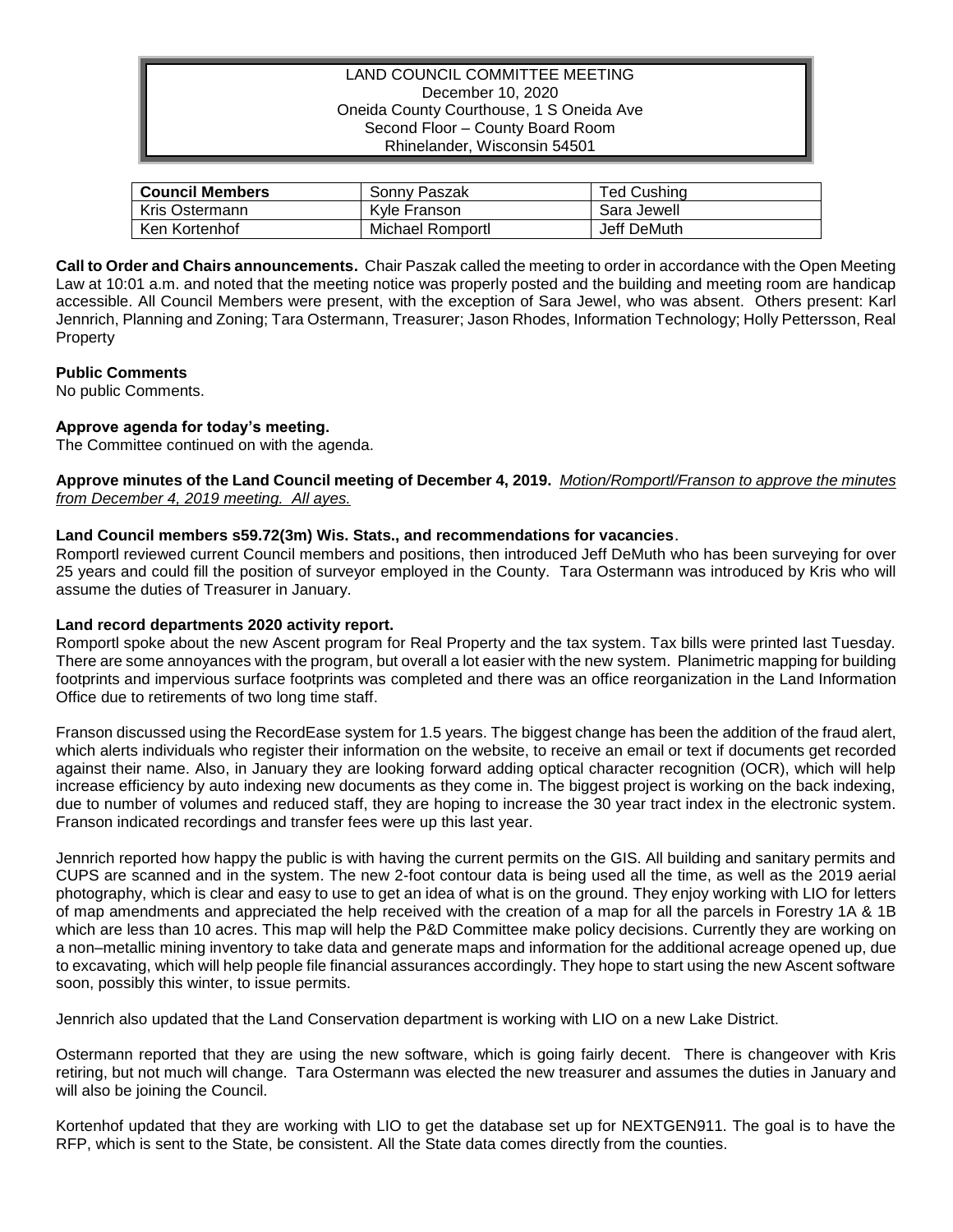LAND COUNCIL COMMITTEE MEETING
December 10, 2020
Oneida County Courthouse, 1 S Oneida Ave
Second Floor – County Board Room
Rhinelander, Wisconsin 54501

| | | |
|---|---|---|
| **Council Members** | Sonny Paszak | Ted Cushing |
| Kris Ostermann | Kyle Franson | Sara Jewell |
| Ken Kortenhof | Michael Romportl | Jeff DeMuth |

**Call to Order and Chairs announcements.** Chair Paszak called the meeting to order in accordance with the Open Meeting Law at 10:01 a.m. and noted that the meeting notice was properly posted and the building and meeting room are handicap accessible. All Council Members were present, with the exception of Sara Jewel, who was absent. Others present: Karl Jennrich, Planning and Zoning; Tara Ostermann, Treasurer; Jason Rhodes, Information Technology; Holly Pettersson, Real Property

**Public Comments**
No public Comments.

**Approve agenda for today's meeting.**
The Committee continued on with the agenda.

**Approve minutes of the Land Council meeting of December 4, 2019.** *Motion/Romportl/Franson to approve the minutes from December 4, 2019 meeting. All ayes.*

**Land Council members s59.72(3m) Wis. Stats., and recommendations for vacancies**.
Romportl reviewed current Council members and positions, then introduced Jeff DeMuth who has been surveying for over 25 years and could fill the position of surveyor employed in the County. Tara Ostermann was introduced by Kris who will assume the duties of Treasurer in January.

**Land record departments 2020 activity report.**
Romportl spoke about the new Ascent program for Real Property and the tax system. Tax bills were printed last Tuesday. There are some annoyances with the program, but overall a lot easier with the new system. Planimetric mapping for building footprints and impervious surface footprints was completed and there was an office reorganization in the Land Information Office due to retirements of two long time staff.

Franson discussed using the RecordEase system for 1.5 years. The biggest change has been the addition of the fraud alert, which alerts individuals who register their information on the website, to receive an email or text if documents get recorded against their name. Also, in January they are looking forward adding optical character recognition (OCR), which will help increase efficiency by auto indexing new documents as they come in. The biggest project is working on the back indexing, due to number of volumes and reduced staff, they are hoping to increase the 30 year tract index in the electronic system. Franson indicated recordings and transfer fees were up this last year.

Jennrich reported how happy the public is with having the current permits on the GIS. All building and sanitary permits and CUPS are scanned and in the system. The new 2-foot contour data is being used all the time, as well as the 2019 aerial photography, which is clear and easy to use to get an idea of what is on the ground. They enjoy working with LIO for letters of map amendments and appreciated the help received with the creation of a map for all the parcels in Forestry 1A & 1B which are less than 10 acres. This map will help the P&D Committee make policy decisions. Currently they are working on a non–metallic mining inventory to take data and generate maps and information for the additional acreage opened up, due to excavating, which will help people file financial assurances accordingly. They hope to start using the new Ascent software soon, possibly this winter, to issue permits.

Jennrich also updated that the Land Conservation department is working with LIO on a new Lake District.

Ostermann reported that they are using the new software, which is going fairly decent. There is changeover with Kris retiring, but not much will change. Tara Ostermann was elected the new treasurer and assumes the duties in January and will also be joining the Council.

Kortenhof updated that they are working with LIO to get the database set up for NEXTGEN911. The goal is to have the RFP, which is sent to the State, be consistent. All the State data comes directly from the counties.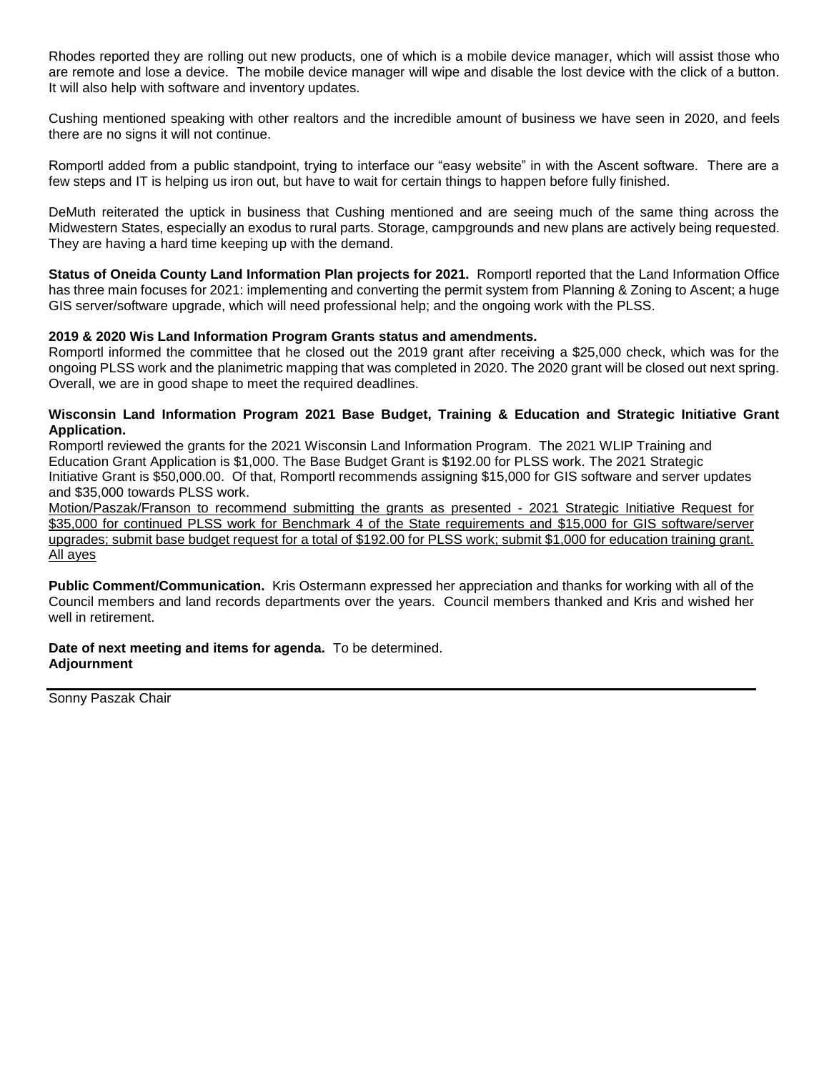Rhodes reported they are rolling out new products, one of which is a mobile device manager, which will assist those who are remote and lose a device. The mobile device manager will wipe and disable the lost device with the click of a button. It will also help with software and inventory updates.

Cushing mentioned speaking with other realtors and the incredible amount of business we have seen in 2020, and feels there are no signs it will not continue.

Romportl added from a public standpoint, trying to interface our "easy website" in with the Ascent software. There are a few steps and IT is helping us iron out, but have to wait for certain things to happen before fully finished.

DeMuth reiterated the uptick in business that Cushing mentioned and are seeing much of the same thing across the Midwestern States, especially an exodus to rural parts. Storage, campgrounds and new plans are actively being requested. They are having a hard time keeping up with the demand.

**Status of Oneida County Land Information Plan projects for 2021.** Romportl reported that the Land Information Office has three main focuses for 2021: implementing and converting the permit system from Planning & Zoning to Ascent; a huge GIS server/software upgrade, which will need professional help; and the ongoing work with the PLSS.

**2019 & 2020 Wis Land Information Program Grants status and amendments.**
Romportl informed the committee that he closed out the 2019 grant after receiving a $25,000 check, which was for the ongoing PLSS work and the planimetric mapping that was completed in 2020. The 2020 grant will be closed out next spring. Overall, we are in good shape to meet the required deadlines.

**Wisconsin Land Information Program 2021 Base Budget, Training & Education and Strategic Initiative Grant Application.**
Romportl reviewed the grants for the 2021 Wisconsin Land Information Program. The 2021 WLIP Training and Education Grant Application is $1,000. The Base Budget Grant is $192.00 for PLSS work. The 2021 Strategic Initiative Grant is $50,000.00. Of that, Romportl recommends assigning $15,000 for GIS software and server updates and $35,000 towards PLSS work.
<u>Motion/Paszak/Franson to recommend submitting the grants as presented - 2021 Strategic Initiative Request for $35,000 for continued PLSS work for Benchmark 4 of the State requirements and $15,000 for GIS software/server upgrades; submit base budget request for a total of $192.00 for PLSS work; submit $1,000 for education training grant. All ayes</u>

**Public Comment/Communication.** Kris Ostermann expressed her appreciation and thanks for working with all of the Council members and land records departments over the years. Council members thanked and Kris and wished her well in retirement.

**Date of next meeting and items for agenda.** To be determined.
**Adjournment**

---

Sonny Paszak Chair